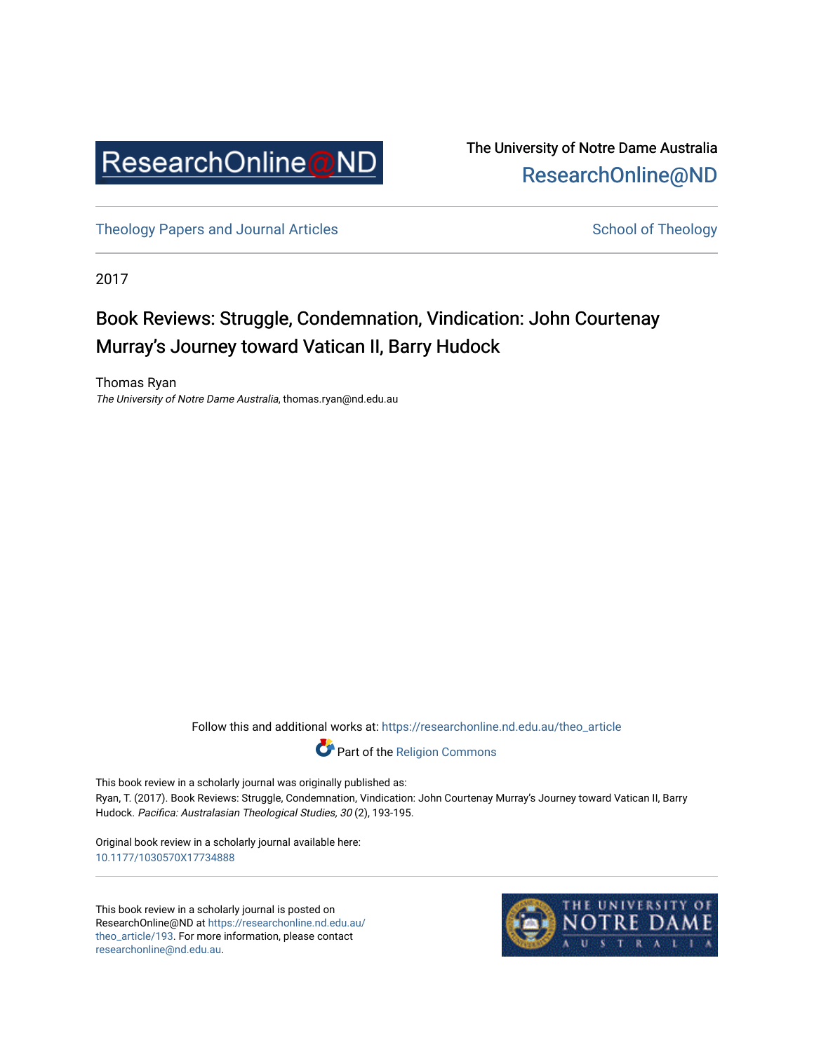ResearchOnline@ND

The University of Notre Dame Australia
ResearchOnline@ND

Theology Papers and Journal Articles

School of Theology

2017

# Book Reviews: Struggle, Condemnation, Vindication: John Courtenay Murray's Journey toward Vatican II, Barry Hudock

Thomas Ryan
*The University of Notre Dame Australia*, thomas.ryan@nd.edu.au

Follow this and additional works at: https://researchonline.nd.edu.au/theo_article

Part of the Religion Commons

This book review in a scholarly journal was originally published as:
Ryan, T. (2017). Book Reviews: Struggle, Condemnation, Vindication: John Courtenay Murray's Journey toward Vatican II, Barry Hudock. *Pacifica: Australasian Theological Studies, 30* (2), 193-195.

Original book review in a scholarly journal available here:
10.1177/1030570X17734888

This book review in a scholarly journal is posted on ResearchOnline@ND at https://researchonline.nd.edu.au/theo_article/193. For more information, please contact researchonline@nd.edu.au.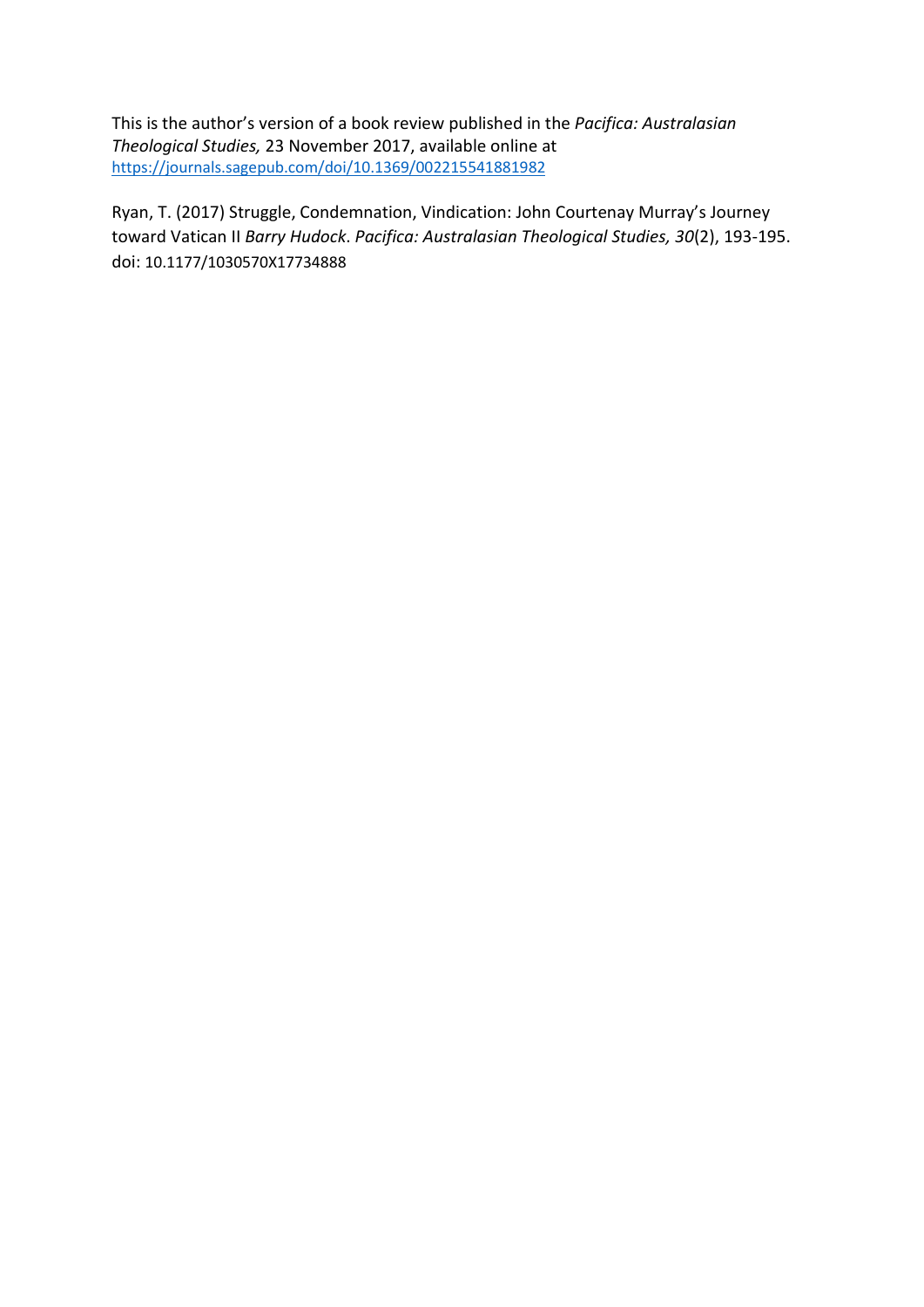This is the author's version of a book review published in the *Pacifica: Australasian Theological Studies,* 23 November 2017, available online at [https://journals.sagepub.com/doi/10.1369/002215541881982](https://journals.sagepub.com/doi/10.1369/002215541881982)

Ryan, T. (2017) Struggle, Condemnation, Vindication: John Courtenay Murray's Journey toward Vatican II *Barry Hudock*. *Pacifica: Australasian Theological Studies, 30*(2), 193-195. doi: 10.1177/1030570X17734888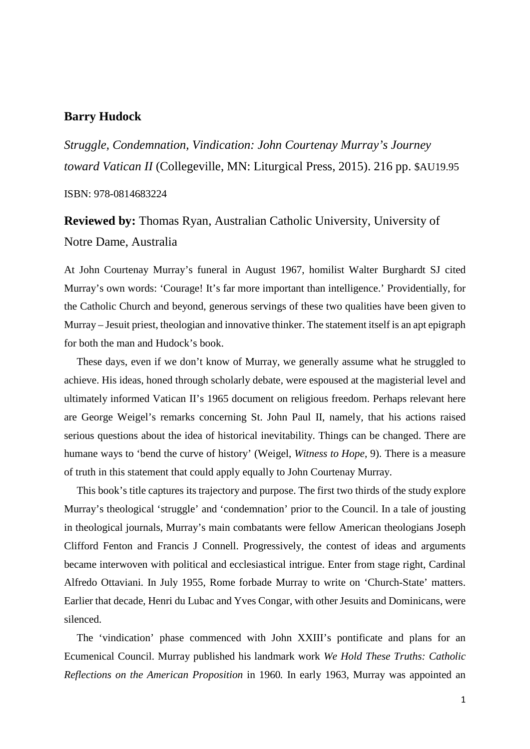**Barry Hudock**

*Struggle, Condemnation, Vindication: John Courtenay Murray's Journey toward Vatican II* (Collegeville, MN: Liturgical Press, 2015). 216 pp. $AU19.95

ISBN: 978-0814683224

**Reviewed by:** Thomas Ryan, Australian Catholic University, University of Notre Dame, Australia

At John Courtenay Murray's funeral in August 1967, homilist Walter Burghardt SJ cited Murray's own words: 'Courage! It's far more important than intelligence.' Providentially, for the Catholic Church and beyond, generous servings of these two qualities have been given to Murray – Jesuit priest, theologian and innovative thinker. The statement itself is an apt epigraph for both the man and Hudock's book.

These days, even if we don't know of Murray, we generally assume what he struggled to achieve. His ideas, honed through scholarly debate, were espoused at the magisterial level and ultimately informed Vatican II's 1965 document on religious freedom. Perhaps relevant here are George Weigel's remarks concerning St. John Paul II, namely, that his actions raised serious questions about the idea of historical inevitability. Things can be changed. There are humane ways to 'bend the curve of history' (Weigel, *Witness to Hope*, 9). There is a measure of truth in this statement that could apply equally to John Courtenay Murray.

This book's title captures its trajectory and purpose. The first two thirds of the study explore Murray's theological 'struggle' and 'condemnation' prior to the Council. In a tale of jousting in theological journals, Murray's main combatants were fellow American theologians Joseph Clifford Fenton and Francis J Connell. Progressively, the contest of ideas and arguments became interwoven with political and ecclesiastical intrigue. Enter from stage right, Cardinal Alfredo Ottaviani. In July 1955, Rome forbade Murray to write on 'Church-State' matters. Earlier that decade, Henri du Lubac and Yves Congar, with other Jesuits and Dominicans, were silenced.

The 'vindication' phase commenced with John XXIII's pontificate and plans for an Ecumenical Council. Murray published his landmark work *We Hold These Truths: Catholic Reflections on the American Proposition* in 1960. In early 1963, Murray was appointed an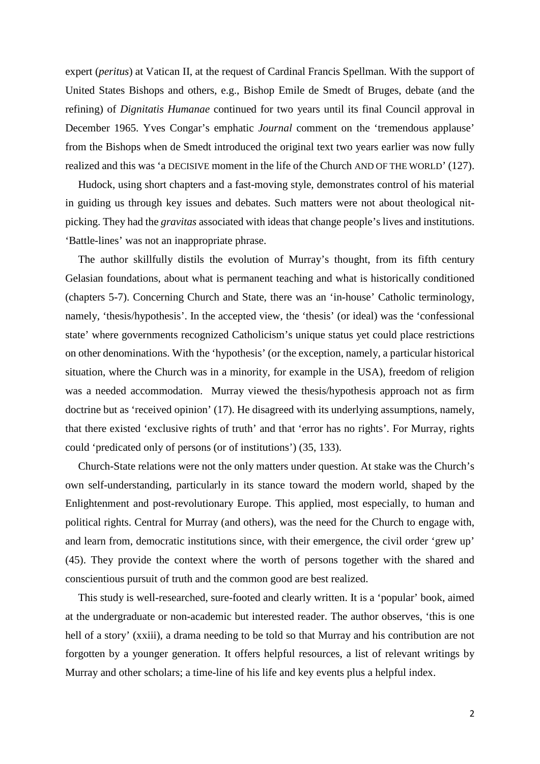expert (*peritus*) at Vatican II, at the request of Cardinal Francis Spellman. With the support of United States Bishops and others, e.g., Bishop Emile de Smedt of Bruges, debate (and the refining) of *Dignitatis Humanae* continued for two years until its final Council approval in December 1965. Yves Congar's emphatic *Journal* comment on the 'tremendous applause' from the Bishops when de Smedt introduced the original text two years earlier was now fully realized and this was 'a DECISIVE moment in the life of the Church AND OF THE WORLD' (127).

Hudock, using short chapters and a fast-moving style, demonstrates control of his material in guiding us through key issues and debates. Such matters were not about theological nit-picking. They had the *gravitas* associated with ideas that change people's lives and institutions. 'Battle-lines' was not an inappropriate phrase.

The author skillfully distils the evolution of Murray's thought, from its fifth century Gelasian foundations, about what is permanent teaching and what is historically conditioned (chapters 5-7). Concerning Church and State, there was an 'in-house' Catholic terminology, namely, 'thesis/hypothesis'. In the accepted view, the 'thesis' (or ideal) was the 'confessional state' where governments recognized Catholicism's unique status yet could place restrictions on other denominations. With the 'hypothesis' (or the exception, namely, a particular historical situation, where the Church was in a minority, for example in the USA), freedom of religion was a needed accommodation. Murray viewed the thesis/hypothesis approach not as firm doctrine but as 'received opinion' (17). He disagreed with its underlying assumptions, namely, that there existed 'exclusive rights of truth' and that 'error has no rights'. For Murray, rights could 'predicated only of persons (or of institutions') (35, 133).

Church-State relations were not the only matters under question. At stake was the Church's own self-understanding, particularly in its stance toward the modern world, shaped by the Enlightenment and post-revolutionary Europe. This applied, most especially, to human and political rights. Central for Murray (and others), was the need for the Church to engage with, and learn from, democratic institutions since, with their emergence, the civil order 'grew up' (45). They provide the context where the worth of persons together with the shared and conscientious pursuit of truth and the common good are best realized.

This study is well-researched, sure-footed and clearly written. It is a 'popular' book, aimed at the undergraduate or non-academic but interested reader. The author observes, 'this is one hell of a story' (xxiii), a drama needing to be told so that Murray and his contribution are not forgotten by a younger generation. It offers helpful resources, a list of relevant writings by Murray and other scholars; a time-line of his life and key events plus a helpful index.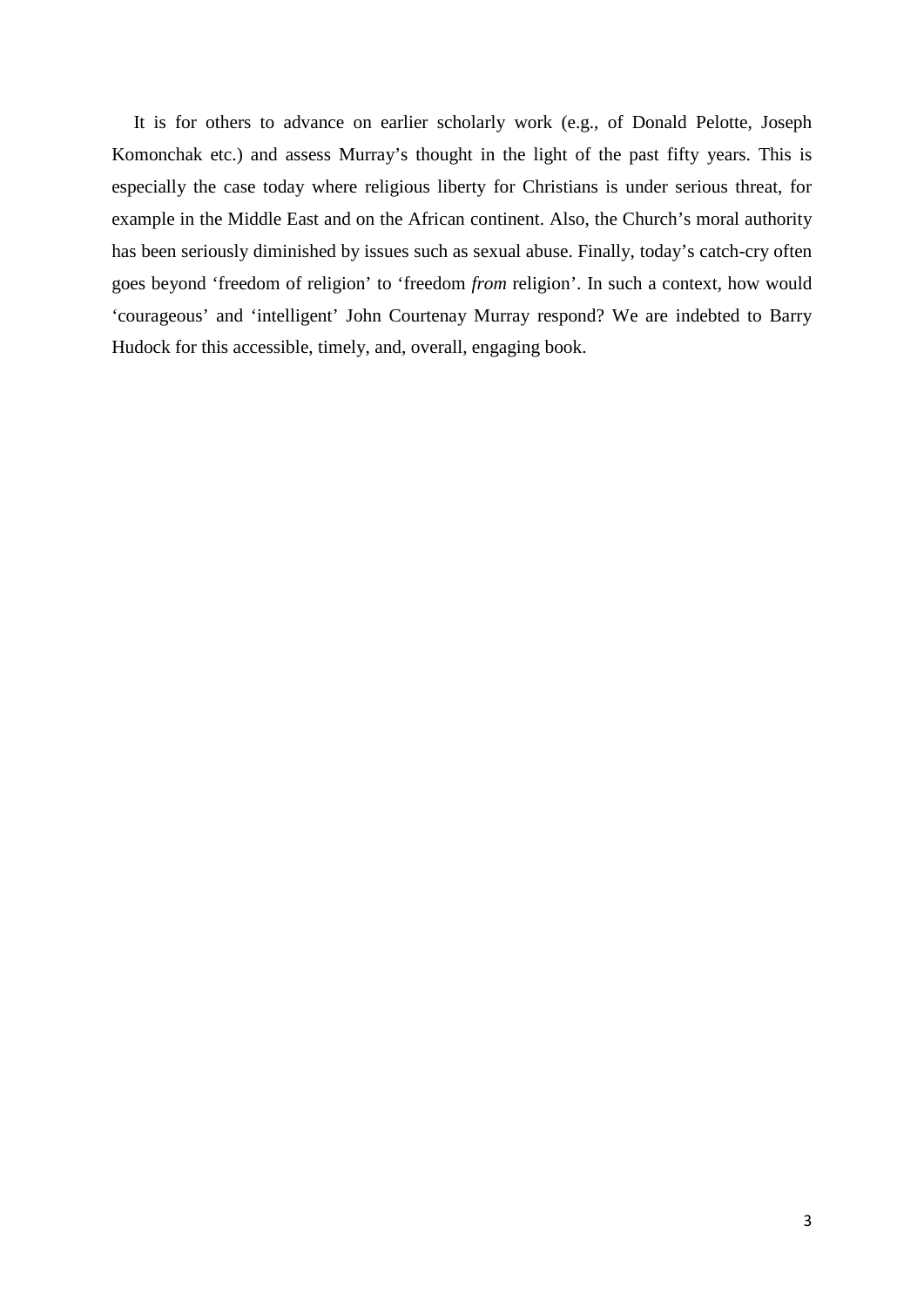It is for others to advance on earlier scholarly work (e.g., of Donald Pelotte, Joseph Komonchak etc.) and assess Murray's thought in the light of the past fifty years. This is especially the case today where religious liberty for Christians is under serious threat, for example in the Middle East and on the African continent. Also, the Church's moral authority has been seriously diminished by issues such as sexual abuse. Finally, today's catch-cry often goes beyond 'freedom of religion' to 'freedom *from* religion'. In such a context, how would 'courageous' and 'intelligent' John Courtenay Murray respond? We are indebted to Barry Hudock for this accessible, timely, and, overall, engaging book.